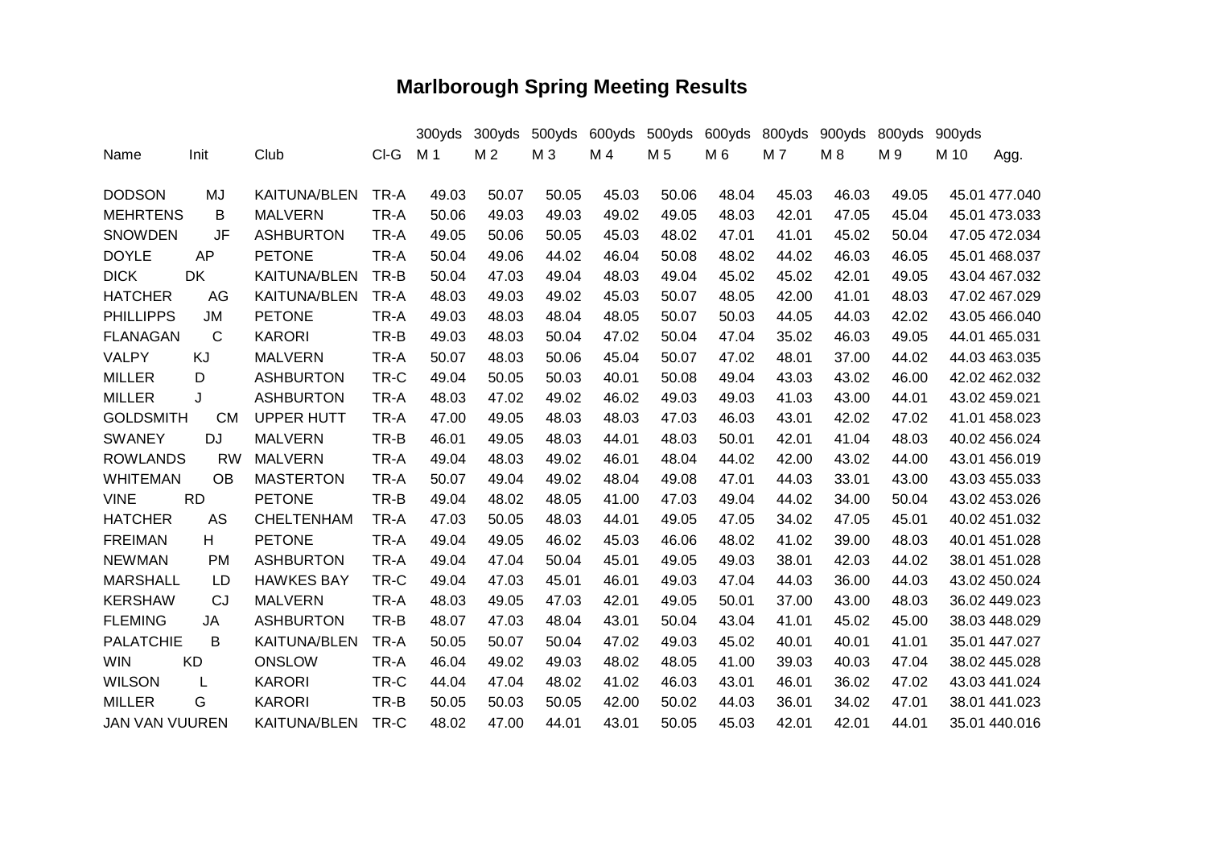# Marlborough Spring Meeting Results

| Name | Init | Club | Cl-G | 300yds M 1 | 300yds M 2 | 500yds M 3 | 600yds M 4 | 500yds M 5 | 600yds M 6 | 800yds M 7 | 900yds M 8 | 800yds M 9 | 900yds M 10 | Agg. |
|---|---|---|---|---|---|---|---|---|---|---|---|---|---|---|
| DODSON | MJ | KAITUNA/BLEN | TR-A | 49.03 | 50.07 | 50.05 | 45.03 | 50.06 | 48.04 | 45.03 | 46.03 | 49.05 | 45.01 | 477.040 |
| MEHRTENS | B | MALVERN | TR-A | 50.06 | 49.03 | 49.03 | 49.02 | 49.05 | 48.03 | 42.01 | 47.05 | 45.04 | 45.01 | 473.033 |
| SNOWDEN | JF | ASHBURTON | TR-A | 49.05 | 50.06 | 50.05 | 45.03 | 48.02 | 47.01 | 41.01 | 45.02 | 50.04 | 47.05 | 472.034 |
| DOYLE | AP | PETONE | TR-A | 50.04 | 49.06 | 44.02 | 46.04 | 50.08 | 48.02 | 44.02 | 46.03 | 46.05 | 45.01 | 468.037 |
| DICK | DK | KAITUNA/BLEN | TR-B | 50.04 | 47.03 | 49.04 | 48.03 | 49.04 | 45.02 | 45.02 | 42.01 | 49.05 | 43.04 | 467.032 |
| HATCHER | AG | KAITUNA/BLEN | TR-A | 48.03 | 49.03 | 49.02 | 45.03 | 50.07 | 48.05 | 42.00 | 41.01 | 48.03 | 47.02 | 467.029 |
| PHILLIPPS | JM | PETONE | TR-A | 49.03 | 48.03 | 48.04 | 48.05 | 50.07 | 50.03 | 44.05 | 44.03 | 42.02 | 43.05 | 466.040 |
| FLANAGAN | C | KARORI | TR-B | 49.03 | 48.03 | 50.04 | 47.02 | 50.04 | 47.04 | 35.02 | 46.03 | 49.05 | 44.01 | 465.031 |
| VALPY | KJ | MALVERN | TR-A | 50.07 | 48.03 | 50.06 | 45.04 | 50.07 | 47.02 | 48.01 | 37.00 | 44.02 | 44.03 | 463.035 |
| MILLER | D | ASHBURTON | TR-C | 49.04 | 50.05 | 50.03 | 40.01 | 50.08 | 49.04 | 43.03 | 43.02 | 46.00 | 42.02 | 462.032 |
| MILLER | J | ASHBURTON | TR-A | 48.03 | 47.02 | 49.02 | 46.02 | 49.03 | 49.03 | 41.03 | 43.00 | 44.01 | 43.02 | 459.021 |
| GOLDSMITH | CM | UPPER HUTT | TR-A | 47.00 | 49.05 | 48.03 | 48.03 | 47.03 | 46.03 | 43.01 | 42.02 | 47.02 | 41.01 | 458.023 |
| SWANEY | DJ | MALVERN | TR-B | 46.01 | 49.05 | 48.03 | 44.01 | 48.03 | 50.01 | 42.01 | 41.04 | 48.03 | 40.02 | 456.024 |
| ROWLANDS | RW | MALVERN | TR-A | 49.04 | 48.03 | 49.02 | 46.01 | 48.04 | 44.02 | 42.00 | 43.02 | 44.00 | 43.01 | 456.019 |
| WHITEMAN | OB | MASTERTON | TR-A | 50.07 | 49.04 | 49.02 | 48.04 | 49.08 | 47.01 | 44.03 | 33.01 | 43.00 | 43.03 | 455.033 |
| VINE | RD | PETONE | TR-B | 49.04 | 48.02 | 48.05 | 41.00 | 47.03 | 49.04 | 44.02 | 34.00 | 50.04 | 43.02 | 453.026 |
| HATCHER | AS | CHELTENHAM | TR-A | 47.03 | 50.05 | 48.03 | 44.01 | 49.05 | 47.05 | 34.02 | 47.05 | 45.01 | 40.02 | 451.032 |
| FREIMAN | H | PETONE | TR-A | 49.04 | 49.05 | 46.02 | 45.03 | 46.06 | 48.02 | 41.02 | 39.00 | 48.03 | 40.01 | 451.028 |
| NEWMAN | PM | ASHBURTON | TR-A | 49.04 | 47.04 | 50.04 | 45.01 | 49.05 | 49.03 | 38.01 | 42.03 | 44.02 | 38.01 | 451.028 |
| MARSHALL | LD | HAWKES BAY | TR-C | 49.04 | 47.03 | 45.01 | 46.01 | 49.03 | 47.04 | 44.03 | 36.00 | 44.03 | 43.02 | 450.024 |
| KERSHAW | CJ | MALVERN | TR-A | 48.03 | 49.05 | 47.03 | 42.01 | 49.05 | 50.01 | 37.00 | 43.00 | 48.03 | 36.02 | 449.023 |
| FLEMING | JA | ASHBURTON | TR-B | 48.07 | 47.03 | 48.04 | 43.01 | 50.04 | 43.04 | 41.01 | 45.02 | 45.00 | 38.03 | 448.029 |
| PALATCHIE | B | KAITUNA/BLEN | TR-A | 50.05 | 50.07 | 50.04 | 47.02 | 49.03 | 45.02 | 40.01 | 40.01 | 41.01 | 35.01 | 447.027 |
| WIN | KD | ONSLOW | TR-A | 46.04 | 49.02 | 49.03 | 48.02 | 48.05 | 41.00 | 39.03 | 40.03 | 47.04 | 38.02 | 445.028 |
| WILSON | L | KARORI | TR-C | 44.04 | 47.04 | 48.02 | 41.02 | 46.03 | 43.01 | 46.01 | 36.02 | 47.02 | 43.03 | 441.024 |
| MILLER | G | KARORI | TR-B | 50.05 | 50.03 | 50.05 | 42.00 | 50.02 | 44.03 | 36.01 | 34.02 | 47.01 | 38.01 | 441.023 |
| JAN VAN VUUREN | | KAITUNA/BLEN | TR-C | 48.02 | 47.00 | 44.01 | 43.01 | 50.05 | 45.03 | 42.01 | 42.01 | 44.01 | 35.01 | 440.016 |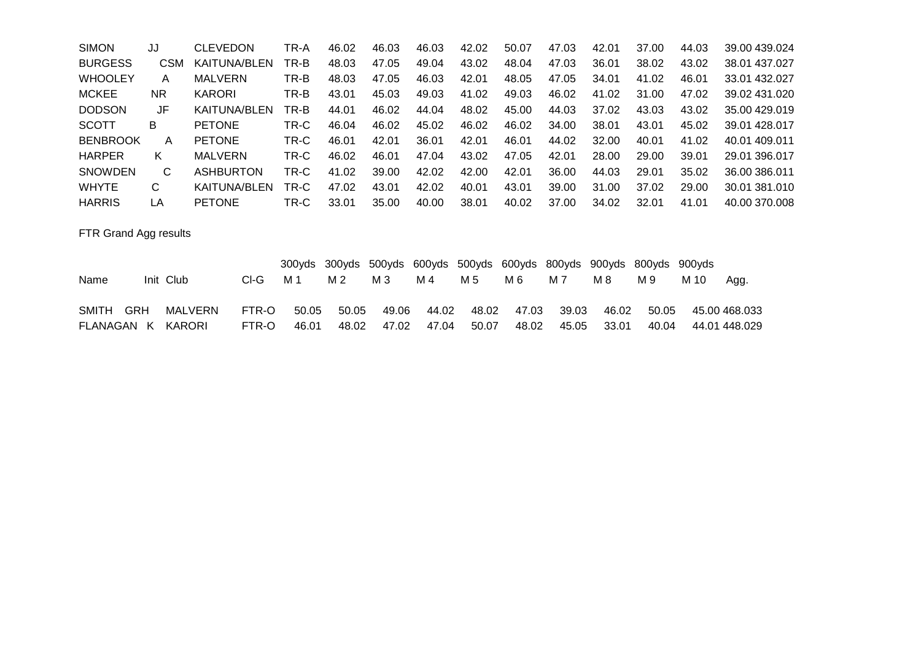| | | | | | | | | | | | | | | |
|---|---|---|---|---|---|---|---|---|---|---|---|---|---|---|
| SIMON | JJ | CLEVEDON | TR-A | 46.02 | 46.03 | 46.03 | 42.02 | 50.07 | 47.03 | 42.01 | 37.00 | 44.03 | 39.00 | 439.024 |
| BURGESS | CSM | KAITUNA/BLEN | TR-B | 48.03 | 47.05 | 49.04 | 43.02 | 48.04 | 47.03 | 36.01 | 38.02 | 43.02 | 38.01 | 437.027 |
| WHOOLEY | A | MALVERN | TR-B | 48.03 | 47.05 | 46.03 | 42.01 | 48.05 | 47.05 | 34.01 | 41.02 | 46.01 | 33.01 | 432.027 |
| MCKEE | NR | KARORI | TR-B | 43.01 | 45.03 | 49.03 | 41.02 | 49.03 | 46.02 | 41.02 | 31.00 | 47.02 | 39.02 | 431.020 |
| DODSON | JF | KAITUNA/BLEN | TR-B | 44.01 | 46.02 | 44.04 | 48.02 | 45.00 | 44.03 | 37.02 | 43.03 | 43.02 | 35.00 | 429.019 |
| SCOTT | B | PETONE | TR-C | 46.04 | 46.02 | 45.02 | 46.02 | 46.02 | 34.00 | 38.01 | 43.01 | 45.02 | 39.01 | 428.017 |
| BENBROOK | A | PETONE | TR-C | 46.01 | 42.01 | 36.01 | 42.01 | 46.01 | 44.02 | 32.00 | 40.01 | 41.02 | 40.01 | 409.011 |
| HARPER | K | MALVERN | TR-C | 46.02 | 46.01 | 47.04 | 43.02 | 47.05 | 42.01 | 28.00 | 29.00 | 39.01 | 29.01 | 396.017 |
| SNOWDEN | C | ASHBURTON | TR-C | 41.02 | 39.00 | 42.02 | 42.00 | 42.01 | 36.00 | 44.03 | 29.01 | 35.02 | 36.00 | 386.011 |
| WHYTE | C | KAITUNA/BLEN | TR-C | 47.02 | 43.01 | 42.02 | 40.01 | 43.01 | 39.00 | 31.00 | 37.02 | 29.00 | 30.01 | 381.010 |
| HARRIS | LA | PETONE | TR-C | 33.01 | 35.00 | 40.00 | 38.01 | 40.02 | 37.00 | 34.02 | 32.01 | 41.01 | 40.00 | 370.008 |

FTR Grand Agg results

| | | | | 300yds | 300yds | 500yds | 600yds | 500yds | 600yds | 800yds | 900yds | 800yds | 900yds | |
|---|---|---|---|---|---|---|---|---|---|---|---|---|---|---|
| Name | Init | Club | Cl-G | M 1 | M 2 | M 3 | M 4 | M 5 | M 6 | M 7 | M 8 | M 9 | M 10 | Agg. |
| SMITH | GRH | MALVERN | FTR-O | 50.05 | 50.05 | 49.06 | 44.02 | 48.02 | 47.03 | 39.03 | 46.02 | 50.05 | 45.00 | 468.033 |
| FLANAGAN | K | KARORI | FTR-O | 46.01 | 48.02 | 47.02 | 47.04 | 50.07 | 48.02 | 45.05 | 33.01 | 40.04 | 44.01 | 448.029 |